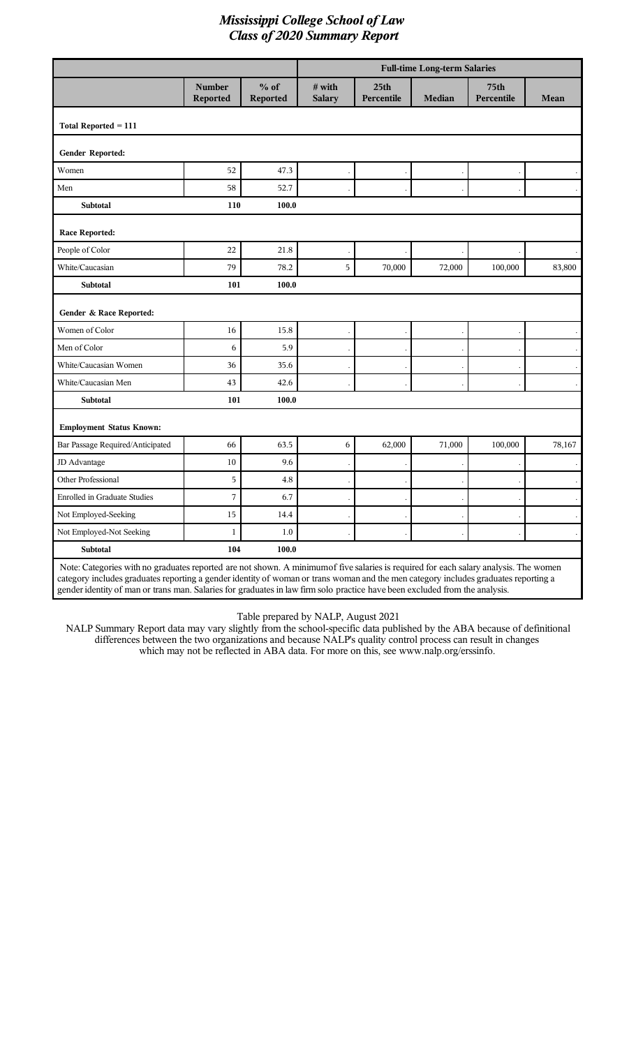# *Mississippi College School of Law*
## *Class of 2020 Summary Report*

| | | | Full-time Long-term Salaries | | | | |
|---|---|---|---|---|---|---|---|
| | **Number Reported** | **% of Reported** | **# with Salary** | **25th Percentile** | **Median** | **75th Percentile** | **Mean** |
| **Total Reported = 111** | | | | | | | |
| **Gender Reported:** | | | | | | | |
| Women | 52 | 47.3 | . | . | . | . | . |
| Men | 58 | 52.7 | . | . | . | . | . |
| **Subtotal** | **110** | **100.0** | | | | | |
| **Race Reported:** | | | | | | | |
| People of Color | 22 | 21.8 | . | . | . | . | . |
| White/Caucasian | 79 | 78.2 | 5 | 70,000 | 72,000 | 100,000 | 83,800 |
| **Subtotal** | **101** | **100.0** | | | | | |
| **Gender & Race Reported:** | | | | | | | |
| Women of Color | 16 | 15.8 | . | . | . | . | . |
| Men of Color | 6 | 5.9 | . | . | . | . | . |
| White/Caucasian Women | 36 | 35.6 | . | . | . | . | . |
| White/Caucasian Men | 43 | 42.6 | . | . | . | . | . |
| **Subtotal** | **101** | **100.0** | | | | | |
| **Employment Status Known:** | | | | | | | |
| Bar Passage Required/Anticipated | 66 | 63.5 | 6 | 62,000 | 71,000 | 100,000 | 78,167 |
| JD Advantage | 10 | 9.6 | . | . | . | . | . |
| Other Professional | 5 | 4.8 | . | . | . | . | . |
| Enrolled in Graduate Studies | 7 | 6.7 | . | . | . | . | . |
| Not Employed-Seeking | 15 | 14.4 | . | . | . | . | . |
| Not Employed-Not Seeking | 1 | 1.0 | . | . | . | . | . |
| **Subtotal** | **104** | **100.0** | | | | | |

Note: Categories with no graduates reported are not shown. A minimum of five salaries is required for each salary analysis. The women category includes graduates reporting a gender identity of woman or trans woman and the men category includes graduates reporting a gender identity of man or trans man. Salaries for graduates in law firm solo practice have been excluded from the analysis.

Table prepared by NALP, August 2021

NALP Summary Report data may vary slightly from the school-specific data published by the ABA because of definitional differences between the two organizations and because NALP's quality control process can result in changes which may not be reflected in ABA data. For more on this, see www.nalp.org/erssinfo.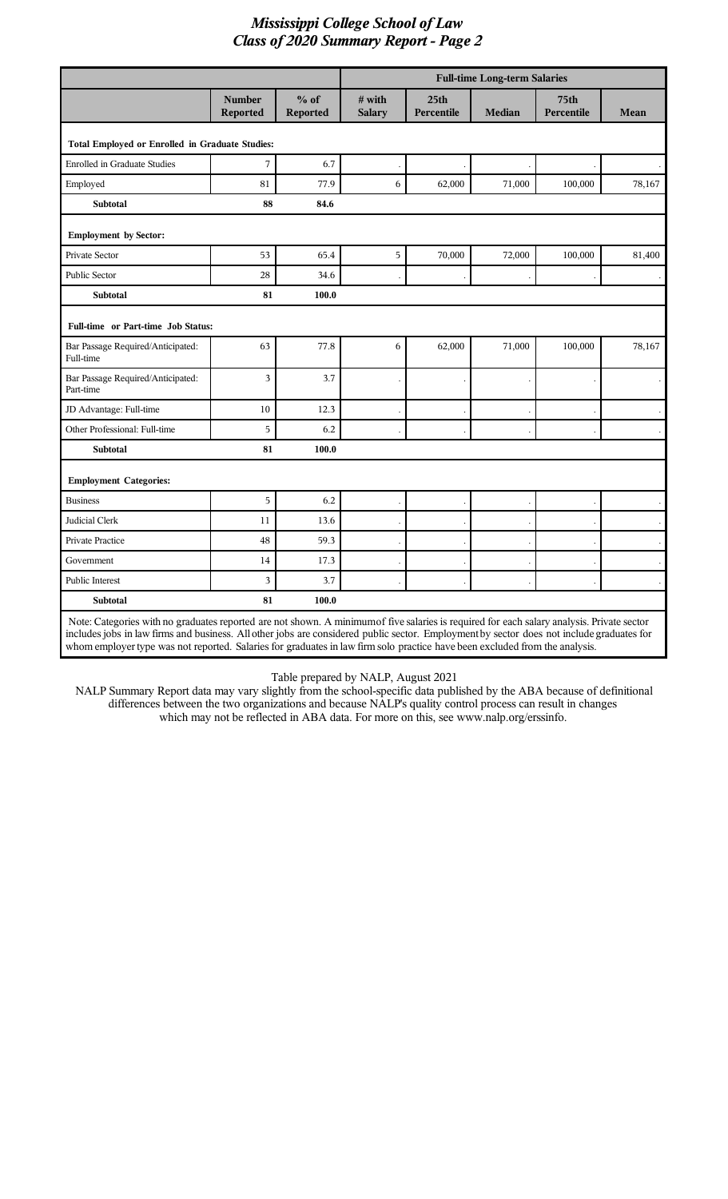# *Mississippi College School of Law*
## *Class of 2020 Summary Report - Page 2*

| | | | Full-time Long-term Salaries | | | | |
|---|---|---|---|---|---|---|---|
| | **Number Reported** | **% of Reported** | **# with Salary** | **25th Percentile** | **Median** | **75th Percentile** | **Mean** |
| **Total Employed or Enrolled in Graduate Studies:** | | | | | | | |
| Enrolled in Graduate Studies | 7 | 6.7 | . | . | . | . | . |
| Employed | 81 | 77.9 | 6 | 62,000 | 71,000 | 100,000 | 78,167 |
| **Subtotal** | **88** | **84.6** | | | | | |
| **Employment by Sector:** | | | | | | | |
| Private Sector | 53 | 65.4 | 5 | 70,000 | 72,000 | 100,000 | 81,400 |
| Public Sector | 28 | 34.6 | . | . | . | . | . |
| **Subtotal** | **81** | **100.0** | | | | | |
| **Full-time or Part-time Job Status:** | | | | | | | |
| Bar Passage Required/Anticipated: Full-time | 63 | 77.8 | 6 | 62,000 | 71,000 | 100,000 | 78,167 |
| Bar Passage Required/Anticipated: Part-time | 3 | 3.7 | . | . | . | . | . |
| JD Advantage: Full-time | 10 | 12.3 | . | . | . | . | . |
| Other Professional: Full-time | 5 | 6.2 | . | . | . | . | . |
| **Subtotal** | **81** | **100.0** | | | | | |
| **Employment Categories:** | | | | | | | |
| Business | 5 | 6.2 | . | . | . | . | . |
| Judicial Clerk | 11 | 13.6 | . | . | . | . | . |
| Private Practice | 48 | 59.3 | . | . | . | . | . |
| Government | 14 | 17.3 | . | . | . | . | . |
| Public Interest | 3 | 3.7 | . | . | . | . | . |
| **Subtotal** | **81** | **100.0** | | | | | |

Note: Categories with no graduates reported are not shown. A minimum of five salaries is required for each salary analysis. Private sector includes jobs in law firms and business. All other jobs are considered public sector. Employment by sector does not include graduates for whom employer type was not reported. Salaries for graduates in law firm solo practice have been excluded from the analysis.

Table prepared by NALP, August 2021

NALP Summary Report data may vary slightly from the school-specific data published by the ABA because of definitional differences between the two organizations and because NALP's quality control process can result in changes which may not be reflected in ABA data. For more on this, see www.nalp.org/erssinfo.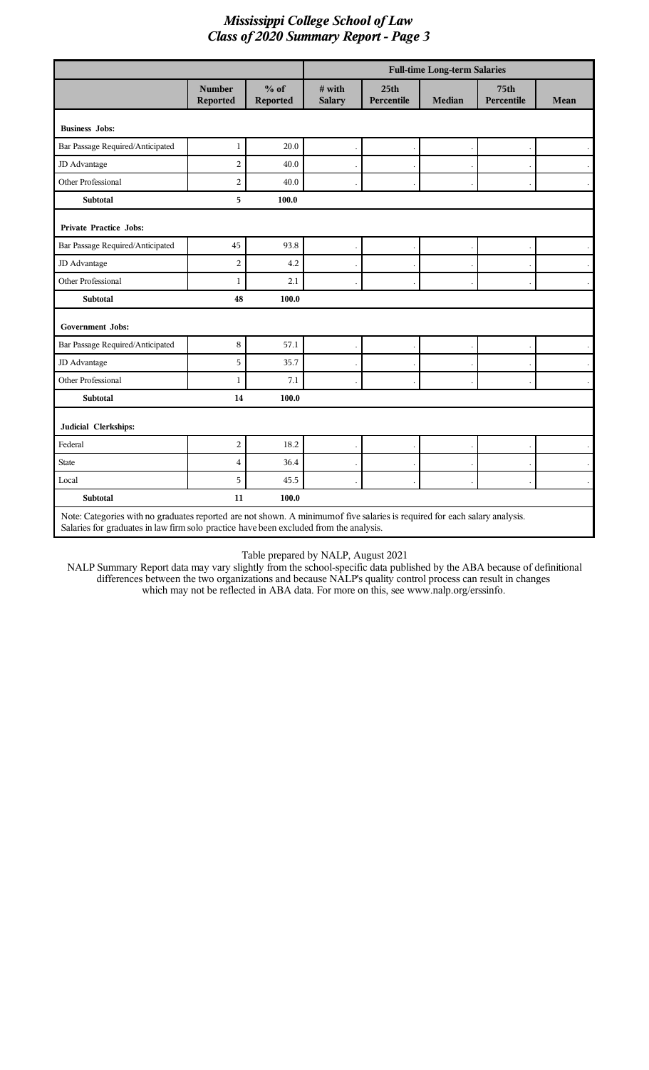## *Mississippi College School of Law*
## *Class of 2020 Summary Report - Page 3*

| | Number Reported | % of Reported | Full-time Long-term Salaries | | | | |
|---|---|---|---|---|---|---|---|
| | | | # with Salary | 25th Percentile | Median | 75th Percentile | Mean |
| **Business Jobs:** | | | | | | | |
| Bar Passage Required/Anticipated | 1 | 20.0 | . | . | . | . | . |
| JD Advantage | 2 | 40.0 | . | . | . | . | . |
| Other Professional | 2 | 40.0 | . | . | . | . | . |
| **Subtotal** | **5** | **100.0** | | | | | |
| **Private Practice Jobs:** | | | | | | | |
| Bar Passage Required/Anticipated | 45 | 93.8 | . | . | . | . | . |
| JD Advantage | 2 | 4.2 | . | . | . | . | . |
| Other Professional | 1 | 2.1 | . | . | . | . | . |
| **Subtotal** | **48** | **100.0** | | | | | |
| **Government Jobs:** | | | | | | | |
| Bar Passage Required/Anticipated | 8 | 57.1 | . | . | . | . | . |
| JD Advantage | 5 | 35.7 | . | . | . | . | . |
| Other Professional | 1 | 7.1 | . | . | . | . | . |
| **Subtotal** | **14** | **100.0** | | | | | |
| **Judicial Clerkships:** | | | | | | | |
| Federal | 2 | 18.2 | . | . | . | . | . |
| State | 4 | 36.4 | . | . | . | . | . |
| Local | 5 | 45.5 | . | . | . | . | . |
| **Subtotal** | **11** | **100.0** | | | | | |

Note: Categories with no graduates reported are not shown. A minimum of five salaries is required for each salary analysis. Salaries for graduates in law firm solo practice have been excluded from the analysis.

Table prepared by NALP, August 2021

NALP Summary Report data may vary slightly from the school-specific data published by the ABA because of definitional differences between the two organizations and because NALP's quality control process can result in changes which may not be reflected in ABA data. For more on this, see www.nalp.org/erssinfo.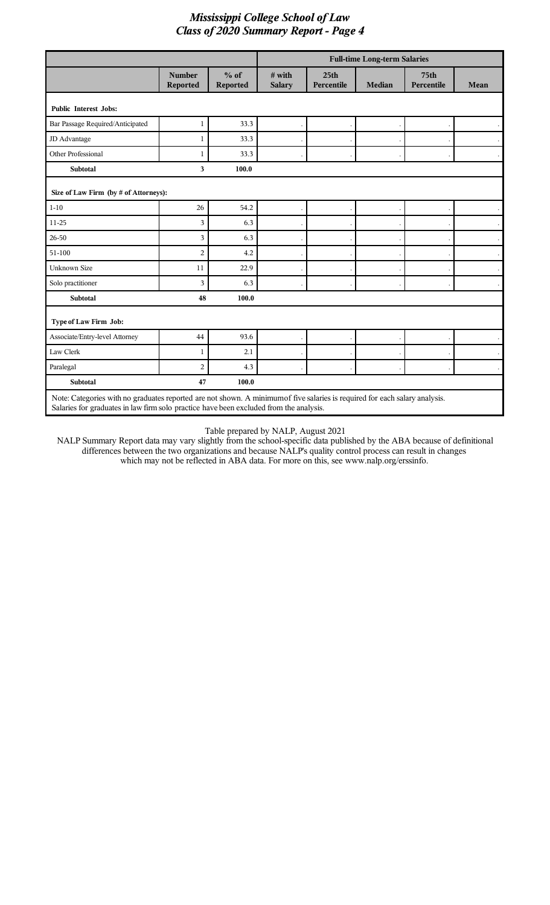# *Mississippi College School of Law*
## *Class of 2020 Summary Report - Page 4*

| | Number Reported | % of Reported | Full-time Long-term Salaries | | | | |
|---|---|---|---|---|---|---|---|
| | | | # with Salary | 25th Percentile | Median | 75th Percentile | Mean |
| **Public Interest Jobs:** | | | | | | | |
| Bar Passage Required/Anticipated | 1 | 33.3 | . | . | . | . | . |
| JD Advantage | 1 | 33.3 | . | . | . | . | . |
| Other Professional | 1 | 33.3 | . | . | . | . | . |
| **Subtotal** | **3** | **100.0** | | | | | |
| **Size of Law Firm (by # of Attorneys):** | | | | | | | |
| 1-10 | 26 | 54.2 | . | . | . | . | . |
| 11-25 | 3 | 6.3 | . | . | . | . | . |
| 26-50 | 3 | 6.3 | . | . | . | . | . |
| 51-100 | 2 | 4.2 | . | . | . | . | . |
| Unknown Size | 11 | 22.9 | . | . | . | . | . |
| Solo practitioner | 3 | 6.3 | . | . | . | . | . |
| **Subtotal** | **48** | **100.0** | | | | | |
| **Type of Law Firm Job:** | | | | | | | |
| Associate/Entry-level Attorney | 44 | 93.6 | . | . | . | . | . |
| Law Clerk | 1 | 2.1 | . | . | . | . | . |
| Paralegal | 2 | 4.3 | . | . | . | . | . |
| **Subtotal** | **47** | **100.0** | | | | | |

Note: Categories with no graduates reported are not shown. A minimumof five salaries is required for each salary analysis. Salaries for graduates in law firm solo practice have been excluded from the analysis.

Table prepared by NALP, August 2021

NALP Summary Report data may vary slightly from the school-specific data published by the ABA because of definitional differences between the two organizations and because NALP's quality control process can result in changes which may not be reflected in ABA data. For more on this, see www.nalp.org/erssinfo.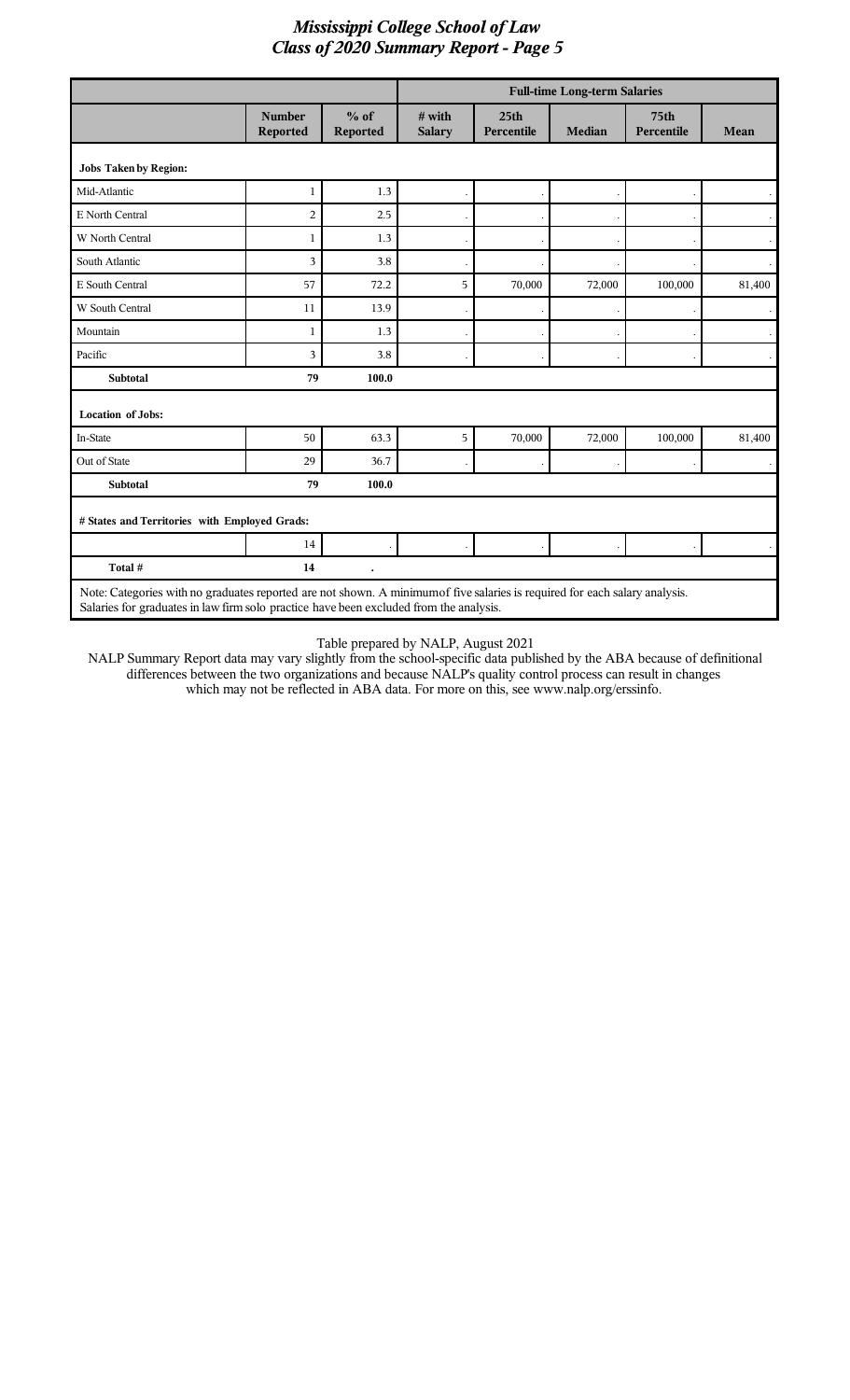# *Mississippi College School of Law*
## *Class of 2020 Summary Report - Page 5*

| | | | Full-time Long-term Salaries | | | | |
|---|---|---|---|---|---|---|---|
| | **Number Reported** | **% of Reported** | **# with Salary** | **25th Percentile** | **Median** | **75th Percentile** | **Mean** |
| **Jobs Taken by Region:** | | | | | | | |
| Mid-Atlantic | 1 | 1.3 | . | . | . | . | . |
| E North Central | 2 | 2.5 | . | . | . | . | . |
| W North Central | 1 | 1.3 | . | . | . | . | . |
| South Atlantic | 3 | 3.8 | . | . | . | . | . |
| E South Central | 57 | 72.2 | 5 | 70,000 | 72,000 | 100,000 | 81,400 |
| W South Central | 11 | 13.9 | . | . | . | . | . |
| Mountain | 1 | 1.3 | . | . | . | . | . |
| Pacific | 3 | 3.8 | . | . | . | . | . |
| **Subtotal** | **79** | **100.0** | | | | | |
| **Location of Jobs:** | | | | | | | |
| In-State | 50 | 63.3 | 5 | 70,000 | 72,000 | 100,000 | 81,400 |
| Out of State | 29 | 36.7 | . | . | . | . | . |
| **Subtotal** | **79** | **100.0** | | | | | |
| **# States and Territories with Employed Grads:** | | | | | | | |
| | 14 | . | . | . | . | . | . |
| **Total #** | **14** | **.** | | | | | |

Note: Categories with no graduates reported are not shown. A minimum of five salaries is required for each salary analysis. Salaries for graduates in law firm solo practice have been excluded from the analysis.

Table prepared by NALP, August 2021

NALP Summary Report data may vary slightly from the school-specific data published by the ABA because of definitional differences between the two organizations and because NALP's quality control process can result in changes which may not be reflected in ABA data. For more on this, see www.nalp.org/erssinfo.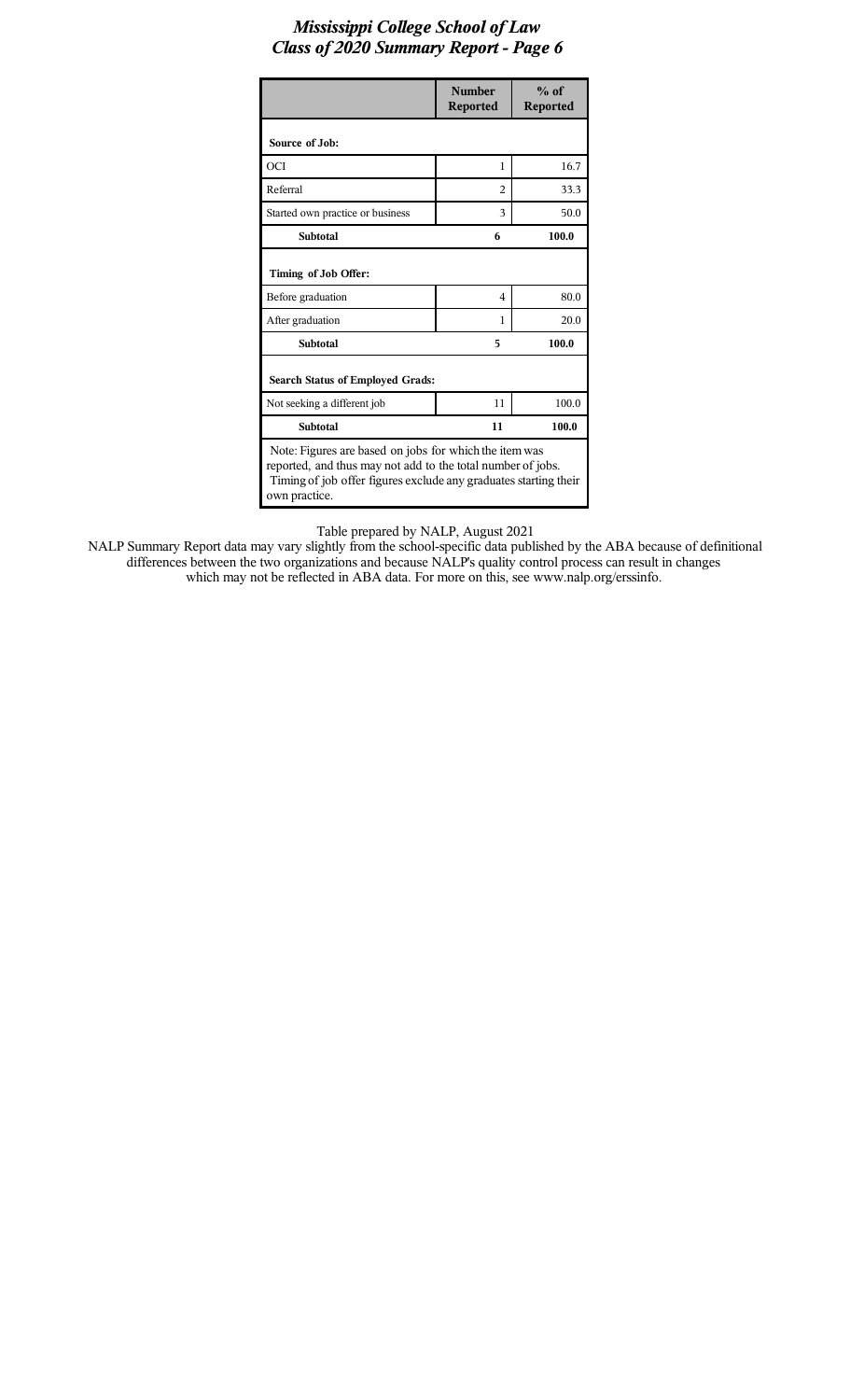# Mississippi College School of Law
## Class of 2020 Summary Report - Page 6

| | Number Reported | % of Reported |
|---|---|---|
| **Source of Job:** | | |
| OCI | 1 | 16.7 |
| Referral | 2 | 33.3 |
| Started own practice or business | 3 | 50.0 |
| **Subtotal** | **6** | **100.0** |
| **Timing of Job Offer:** | | |
| Before graduation | 4 | 80.0 |
| After graduation | 1 | 20.0 |
| **Subtotal** | **5** | **100.0** |
| **Search Status of Employed Grads:** | | |
| Not seeking a different job | 11 | 100.0 |
| **Subtotal** | **11** | **100.0** |

Note: Figures are based on jobs for which the item was reported, and thus may not add to the total number of jobs. Timing of job offer figures exclude any graduates starting their own practice.

Table prepared by NALP, August 2021

NALP Summary Report data may vary slightly from the school-specific data published by the ABA because of definitional differences between the two organizations and because NALP's quality control process can result in changes which may not be reflected in ABA data. For more on this, see www.nalp.org/erssinfo.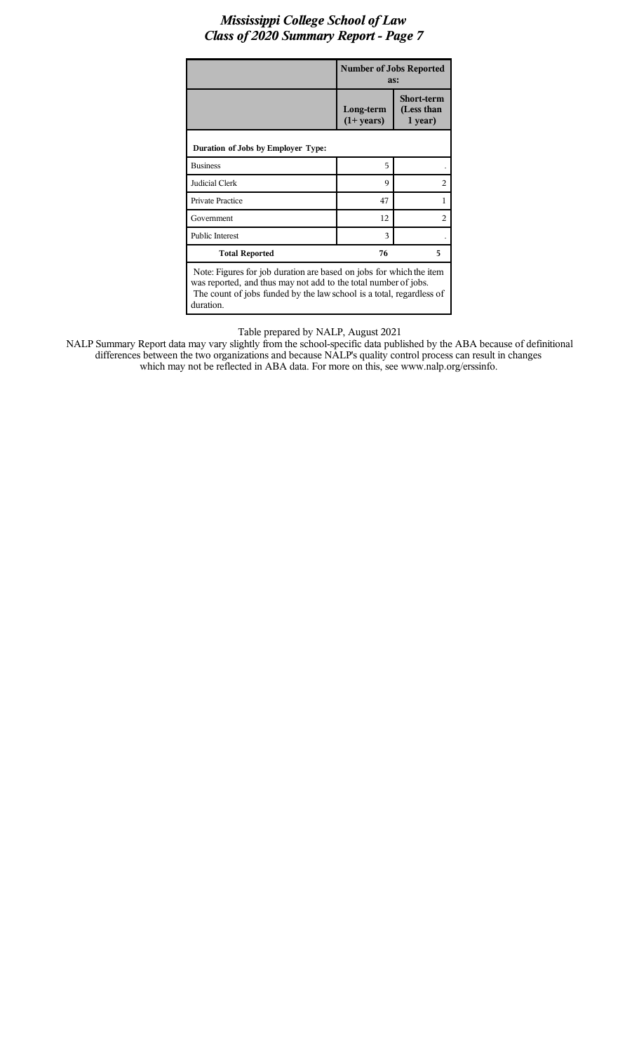# *Mississippi College School of Law*
# *Class of 2020 Summary Report - Page 7*

| | Number of Jobs Reported as: | |
|---|---|---|
| | **Long-term (1+ years)** | **Short-term (Less than 1 year)** |
| **Duration of Jobs by Employer Type:** | | |
| Business | 5 | . |
| Judicial Clerk | 9 | 2 |
| Private Practice | 47 | 1 |
| Government | 12 | 2 |
| Public Interest | 3 | . |
| **Total Reported** | **76** | **5** |

Note: Figures for job duration are based on jobs for which the item was reported, and thus may not add to the total number of jobs. The count of jobs funded by the law school is a total, regardless of duration.

Table prepared by NALP, August 2021

NALP Summary Report data may vary slightly from the school-specific data published by the ABA because of definitional differences between the two organizations and because NALP's quality control process can result in changes which may not be reflected in ABA data. For more on this, see www.nalp.org/erssinfo.